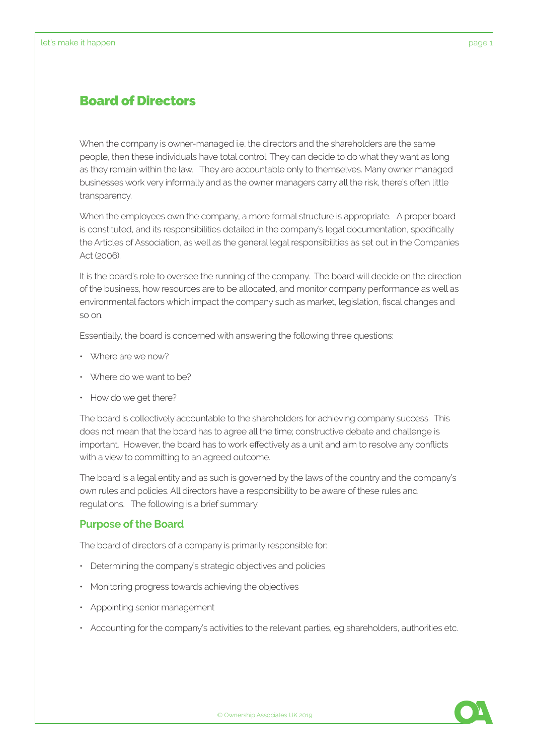# Board of Directors

When the company is owner-managed i.e. the directors and the shareholders are the same people, then these individuals have total control. They can decide to do what they want as long as they remain within the law. They are accountable only to themselves. Many owner managed businesses work very informally and as the owner managers carry all the risk, there's often little transparency.

When the employees own the company, a more formal structure is appropriate. A proper board is constituted, and its responsibilities detailed in the company's legal documentation, specifically the Articles of Association, as well as the general legal responsibilities as set out in the Companies Act (2006).

It is the board's role to oversee the running of the company. The board will decide on the direction of the business, how resources are to be allocated, and monitor company performance as well as environmental factors which impact the company such as market, legislation, fiscal changes and so on.

Essentially, the board is concerned with answering the following three questions:

- Where are we now?
- Where do we want to be?
- How do we get there?

The board is collectively accountable to the shareholders for achieving company success. This does not mean that the board has to agree all the time; constructive debate and challenge is important. However, the board has to work effectively as a unit and aim to resolve any conflicts with a view to committing to an agreed outcome.

The board is a legal entity and as such is governed by the laws of the country and the company's own rules and policies. All directors have a responsibility to be aware of these rules and regulations. The following is a brief summary.

## Purpose of the Board

The board of directors of a company is primarily responsible for:

- Determining the company's strategic objectives and policies
- Monitoring progress towards achieving the objectives
- Appointing senior management
- Accounting for the company's activities to the relevant parties, eg shareholders, authorities etc.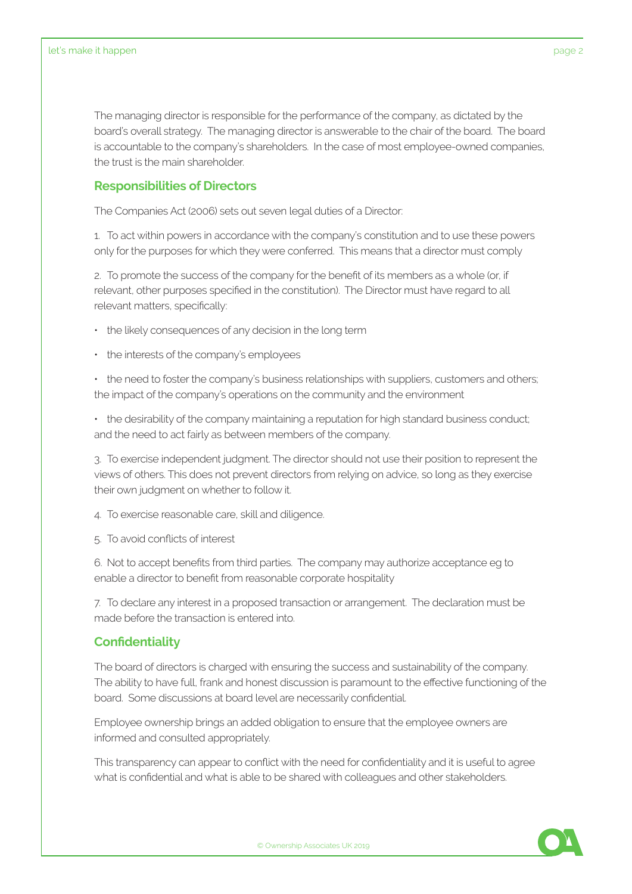The managing director is responsible for the performance of the company, as dictated by the board's overall strategy. The managing director is answerable to the chair of the board. The board is accountable to the company's shareholders. In the case of most employee-owned companies, the trust is the main shareholder.

## Responsibilities of Directors

The Companies Act (2006) sets out seven legal duties of a Director:

1. To act within powers in accordance with the company's constitution and to use these powers only for the purposes for which they were conferred. This means that a director must comply

2. To promote the success of the company for the benefit of its members as a whole (or, if relevant, other purposes specified in the constitution). The Director must have regard to all relevant matters, specifically:

- the likely consequences of any decision in the long term
- the interests of the company's employees
- the need to foster the company's business relationships with suppliers, customers and others; the impact of the company's operations on the community and the environment
- the desirability of the company maintaining a reputation for high standard business conduct; and the need to act fairly as between members of the company.

3. To exercise independent judgment. The director should not use their position to represent the views of others. This does not prevent directors from relying on advice, so long as they exercise their own judgment on whether to follow it.

4. To exercise reasonable care, skill and diligence.

5. To avoid conflicts of interest

6. Not to accept benefits from third parties. The company may authorize acceptance eg to enable a director to benefit from reasonable corporate hospitality

7. To declare any interest in a proposed transaction or arrangement. The declaration must be made before the transaction is entered into.

## Confidentiality

The board of directors is charged with ensuring the success and sustainability of the company. The ability to have full, frank and honest discussion is paramount to the effective functioning of the board. Some discussions at board level are necessarily confidential.

Employee ownership brings an added obligation to ensure that the employee owners are informed and consulted appropriately.

This transparency can appear to conflict with the need for confidentiality and it is useful to agree what is confidential and what is able to be shared with colleagues and other stakeholders.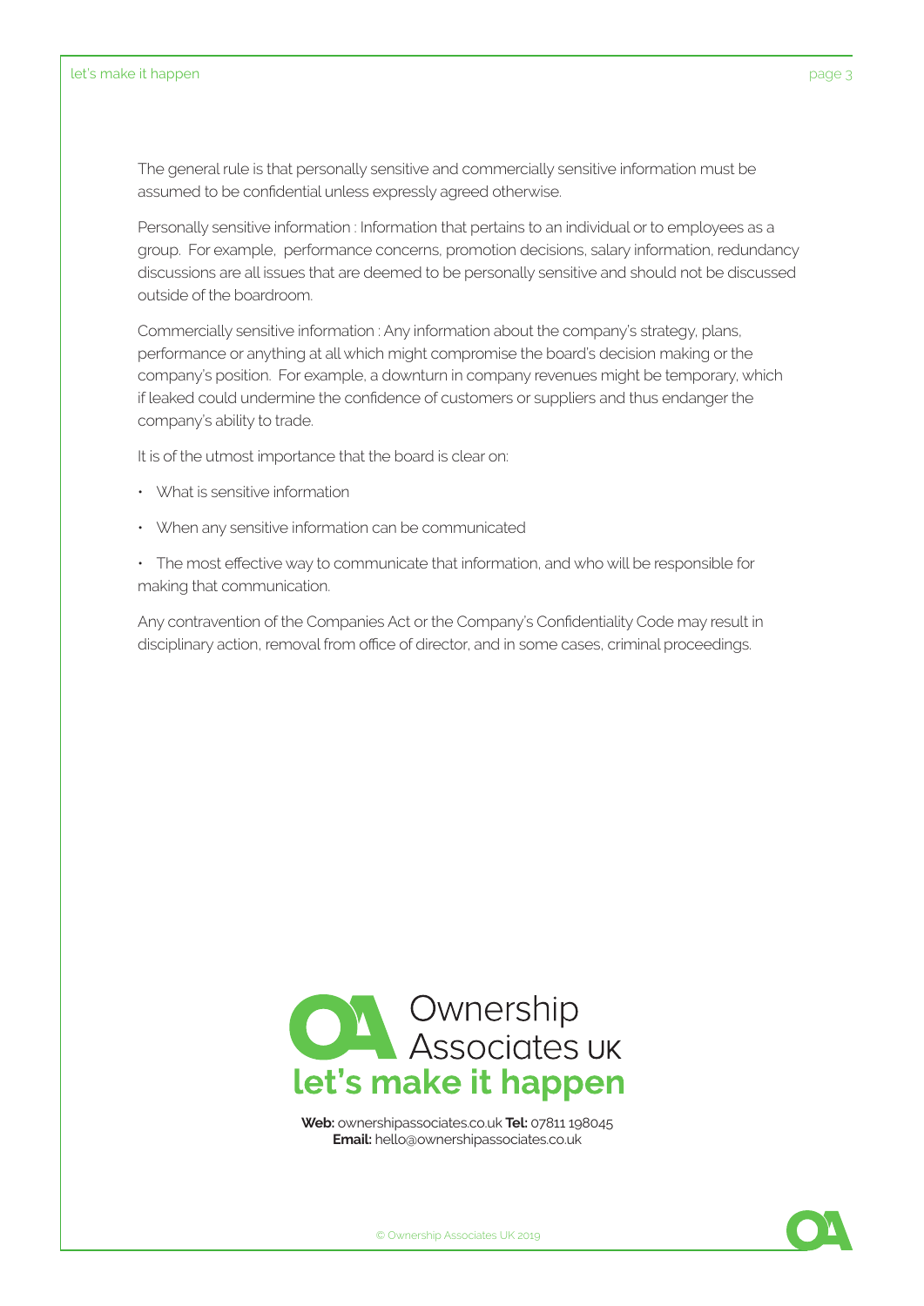The general rule is that personally sensitive and commercially sensitive information must be assumed to be confidential unless expressly agreed otherwise.

Personally sensitive information : Information that pertains to an individual or to employees as a group. For example, performance concerns, promotion decisions, salary information, redundancy discussions are all issues that are deemed to be personally sensitive and should not be discussed outside of the boardroom.

Commercially sensitive information : Any information about the company's strategy, plans, performance or anything at all which might compromise the board's decision making or the company's position. For example, a downturn in company revenues might be temporary, which if leaked could undermine the confidence of customers or suppliers and thus endanger the company's ability to trade.

It is of the utmost importance that the board is clear on:

- What is sensitive information
- When any sensitive information can be communicated
- The most effective way to communicate that information, and who will be responsible for making that communication.

Any contravention of the Companies Act or the Company's Confidentiality Code may result in disciplinary action, removal from office of director, and in some cases, criminal proceedings.

Ownership Associates UK

**let's make it happen**

**Web:** ownershipassociates.co.uk **Tel:** 07811 198045
**Email:** hello@ownershipassociates.co.uk

© Ownership Associates UK 2019